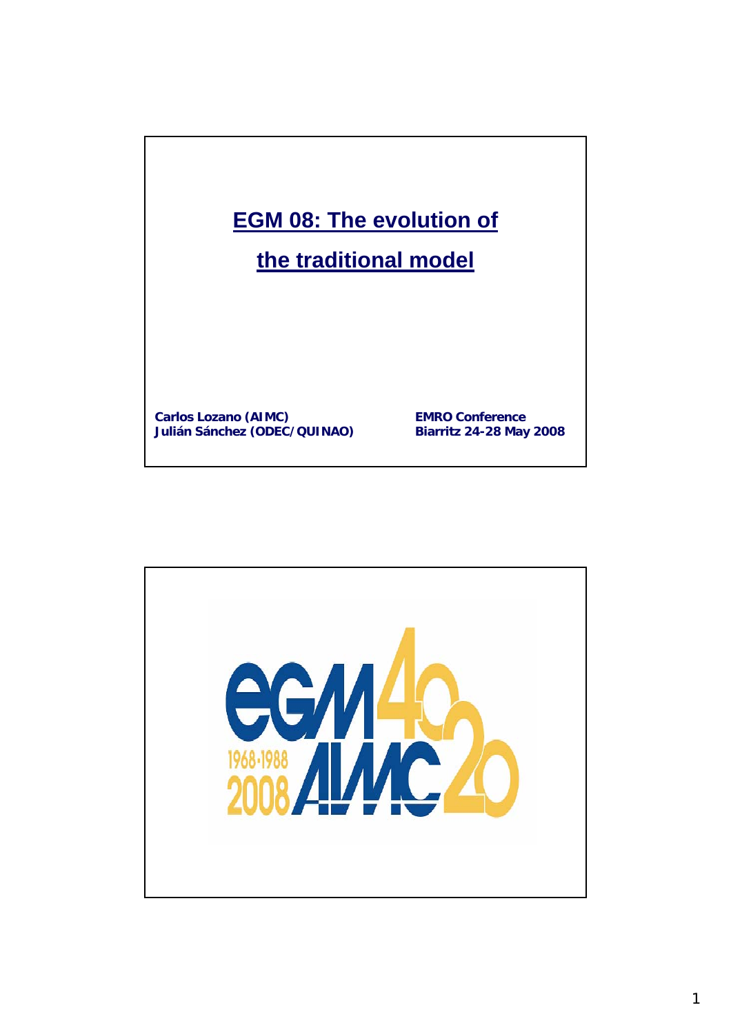# EGM 08: The evolution of the traditional model

Carlos Lozano (AIMC)
Julián Sánchez (ODEC/QUINAO)

EMRO Conference
Biarritz 24-28 May 2008

eGM 40
1968-1988
2008 AIMC 20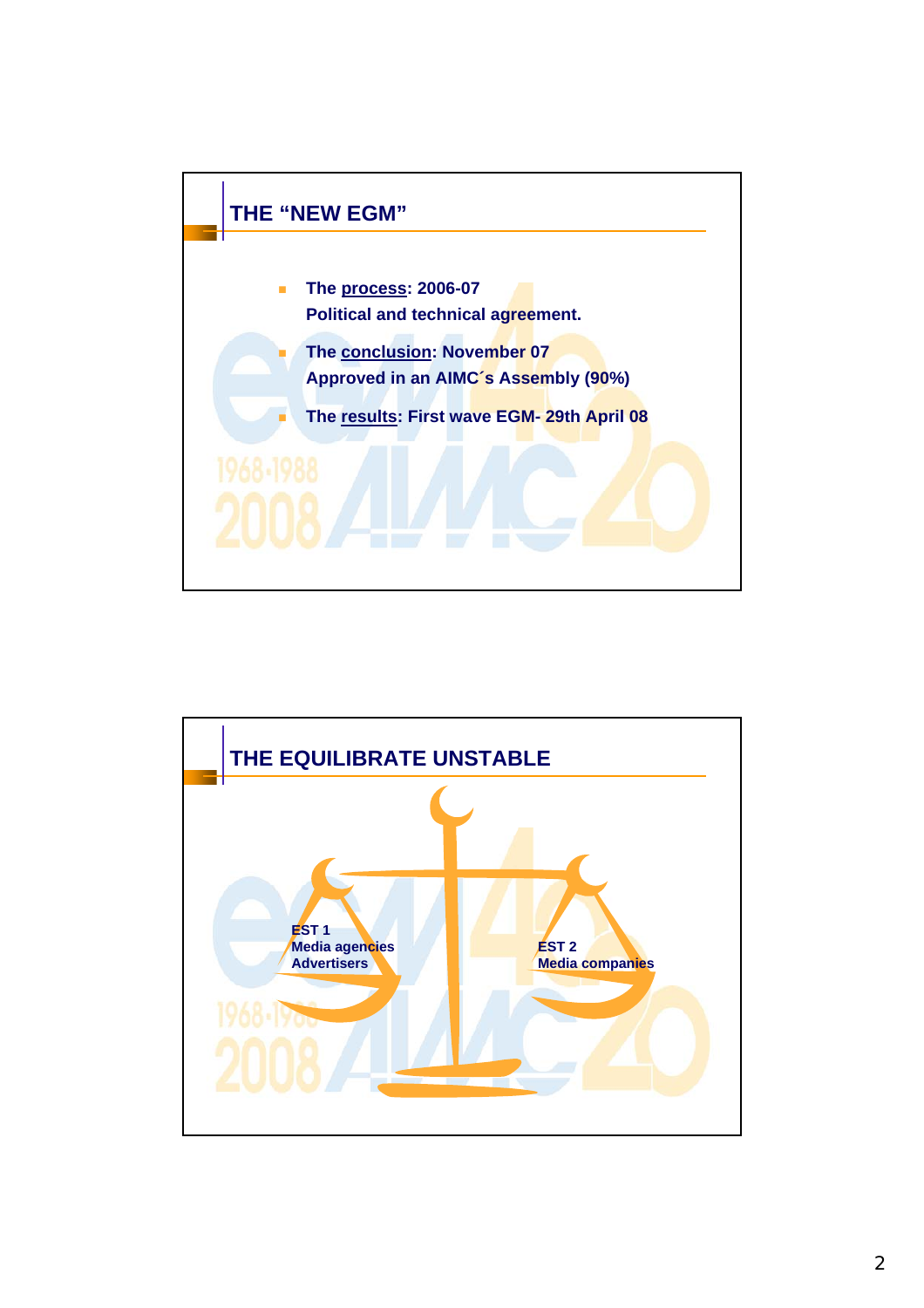## THE "NEW EGM"

- The process: 2006-07
  Political and technical agreement.
- The conclusion: November 07
  Approved in an AIMC´s Assembly (90%)
- The results: First wave EGM- 29th April 08

## THE EQUILIBRATE UNSTABLE

EST 1
Media agencies
Advertisers

EST 2
Media companies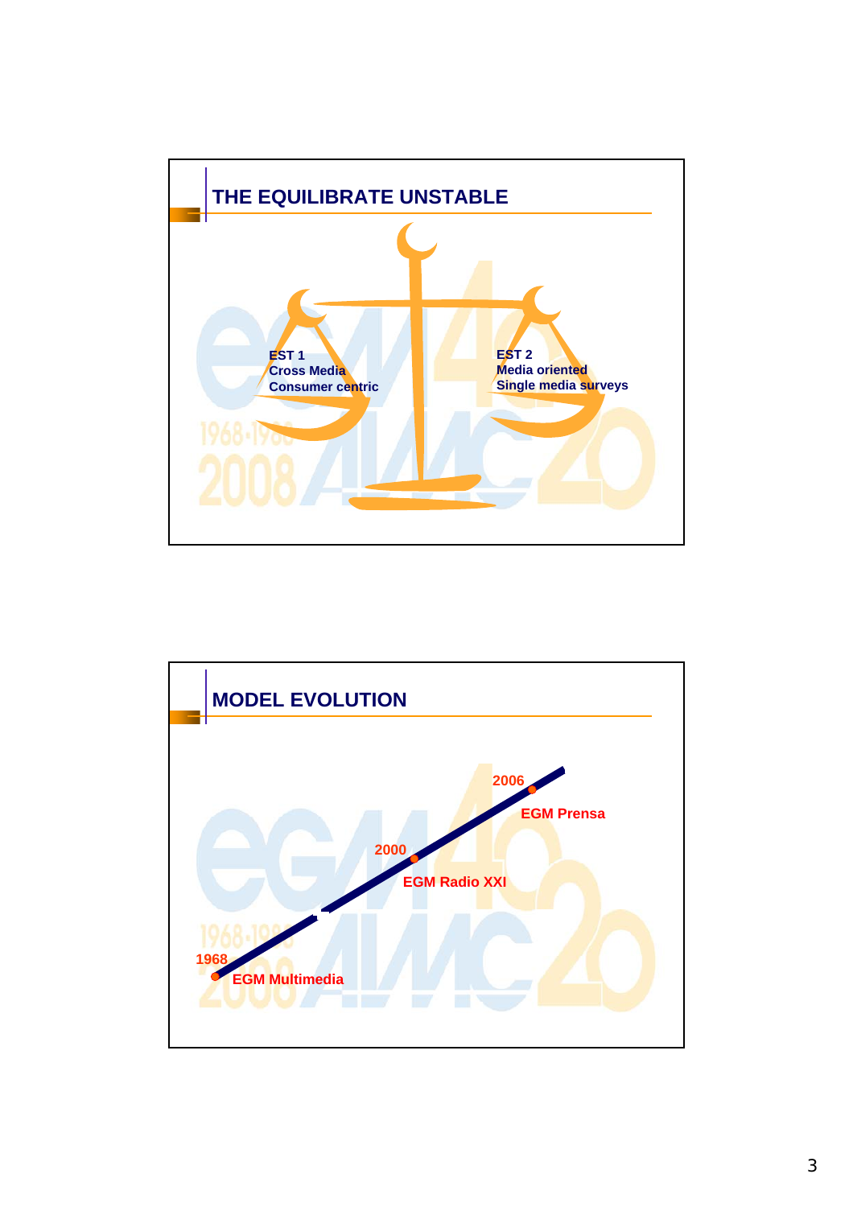## THE EQUILIBRATE UNSTABLE

EST 1
Cross Media
Consumer centric

EST 2
Media oriented
Single media surveys

## MODEL EVOLUTION

1968
EGM Multimedia

2000
EGM Radio XXI

2006
EGM Prensa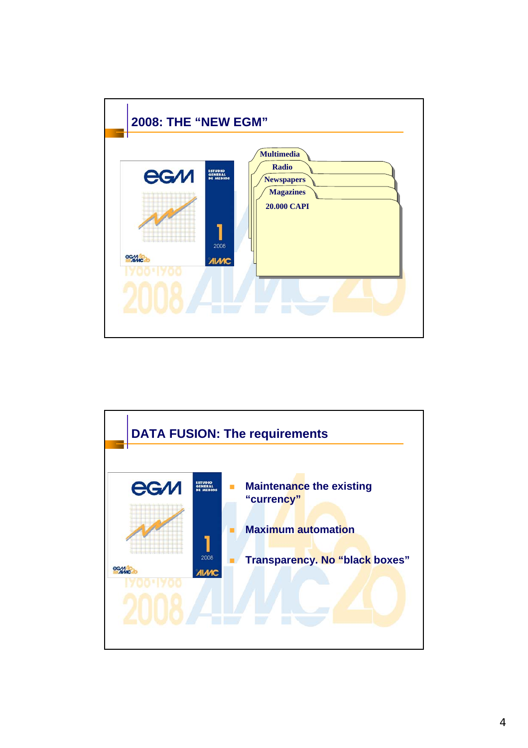## 2008: THE "NEW EGM"

- Multimedia
- Radio
- Newspapers
- Magazines

20.000 CAPI

## DATA FUSION: The requirements

- Maintenance the existing "currency"
- Maximum automation
- Transparency. No "black boxes"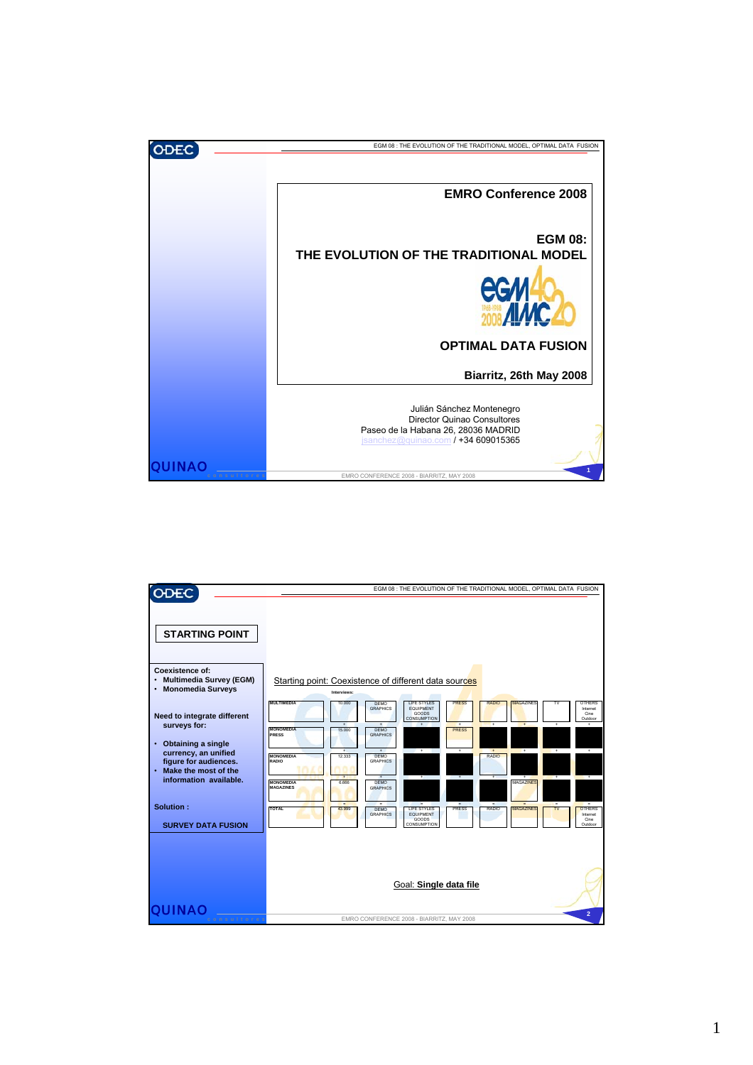## EMRO Conference 2008

## EGM 08: THE EVOLUTION OF THE TRADITIONAL MODEL

## OPTIMAL DATA FUSION

**Biarritz, 26th May 2008**

Julián Sánchez Montenegro
Director Quinao Consultores
Paseo de la Habana 26, 28036 MADRID
jsanchez@quinao.com / +34 609015365

---

## STARTING POINT

**Coexistence of:**

- **Multimedia Survey (EGM)**
- **Monomedia Surveys**

**Need to integrate different surveys for:**

- **Obtaining a single currency, an unified figure for audiences.**
- **Make the most of the information available.**

**Solution :**

**SURVEY DATA FUSION**

Starting point: Coexistence of different data sources

| | Interviews: | | | | | | | |
|---|---|---|---|---|---|---|---|---|
| MULTIMEDIA | 10.000 | DEMO GRAPHICS | LIFE STYLES EQUIPMENT GOODS CONSUMPTION | PRESS | RADIO | MAGAZINES | TV | OTHERS Internet Cine Outdoor |
| MONOMEDIA PRESS | 15.000 | DEMO GRAPHICS | | PRESS | | | | |
| MONOMEDIA RADIO | 12.333 | DEMO GRAPHICS | | | RADIO | | | |
| MONOMEDIA MAGAZINES | 6.666 | DEMO GRAPHICS | | | | MAGAZINES | | |
| TOTAL | 43.999 | DEMO GRAPHICS | LIFE STYLES EQUIPMENT GOODS CONSUMPTION | PRESS | RADIO | MAGAZINES | TV | OTHERS Internet Cine Outdoor |

Goal: **Single data file**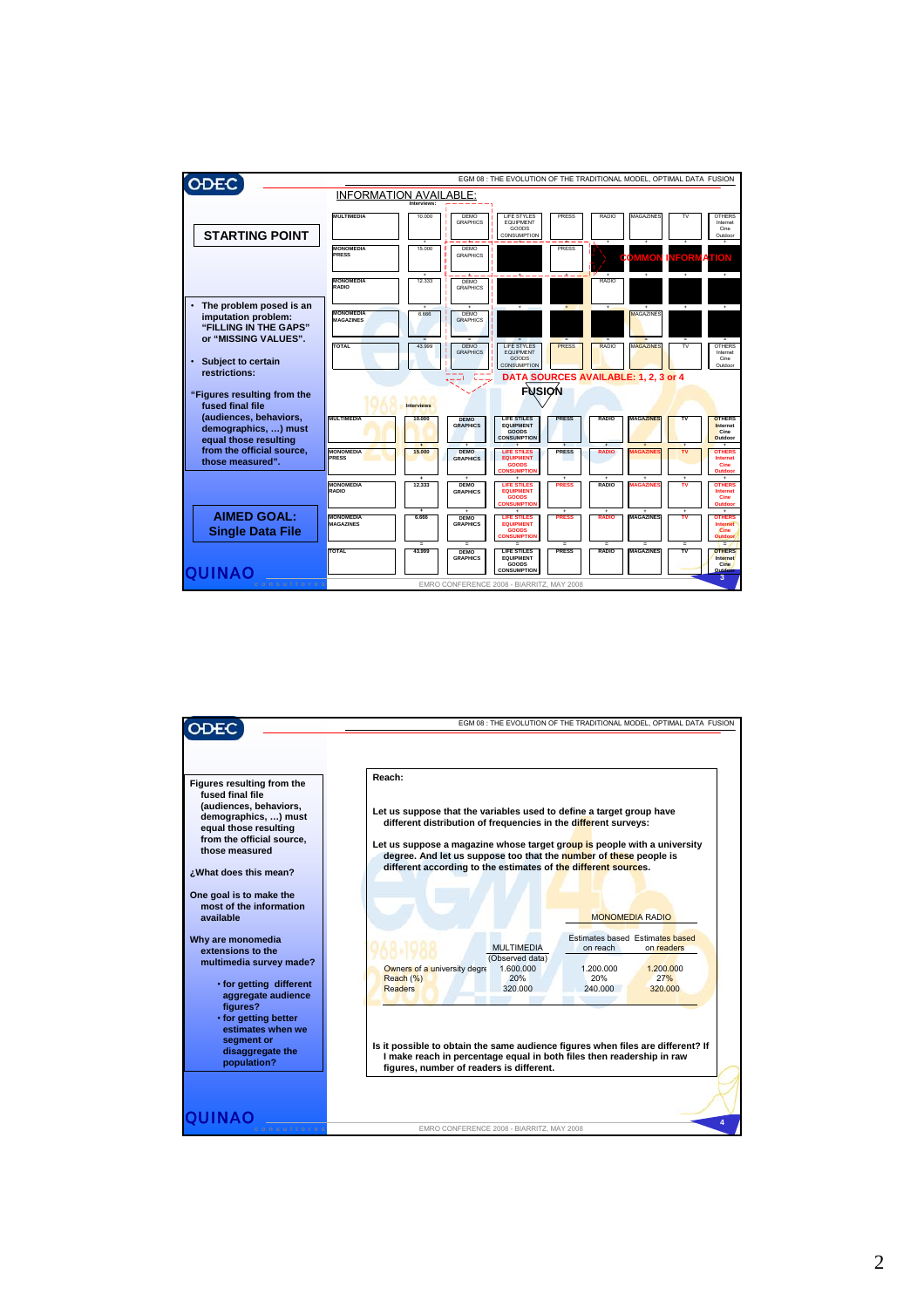EGM 08 : THE EVOLUTION OF THE TRADITIONAL MODEL, OPTIMAL DATA FUSION

## STARTING POINT

- The problem posed is an imputation problem: **"FILLING IN THE GAPS"** or **"MISSING VALUES"**.
- Subject to certain restrictions:

"Figures resulting from the fused final file (audiences, behaviors, demographics, …) must equal those resulting from the official source, those measured".

## AIMED GOAL: Single Data File

### INFORMATION AVAILABLE:

| | Interviews: | | | | | | | |
|---|---|---|---|---|---|---|---|---|
| MULTIMEDIA | 10.000 | DEMO GRAPHICS | LIFE STYLES EQUIPMENT GOODS CONSUMPTION | PRESS | RADIO | MAGAZINES | TV | OTHERS Internet Cine Outdoor |
| + | | | | | | | | |
| MONOMEDIA PRESS | 15.000 | DEMO GRAPHICS | | PRESS | | | | |
| + | | | | | | | | |
| MONOMEDIA RADIO | 12.333 | DEMO GRAPHICS | | | RADIO | | | |
| + | | | | | | | | |
| MONOMEDIA MAGAZINES | 6.666 | DEMO GRAPHICS | | | | MAGAZINES | | |
| = | | | | | | | | |
| TOTAL | 43.999 | DEMO GRAPHICS | LIFE STYLES EQUIPMENT GOODS CONSUMPTION | PRESS | RADIO | MAGAZINES | TV | OTHERS Internet Cine Outdoor |

COMMON INFORMATION

DATA SOURCES AVAILABLE: 1, 2, 3 or 4

### FUSION

| | Interviews | | | | | | | |
|---|---|---|---|---|---|---|---|---|
| MULTIMEDIA | 10.000 | DEMO GRAPHICS | LIFE STYLES EQUIPMENT GOODS CONSUMPTION | PRESS | RADIO | MAGAZINES | TV | OTHERS Internet Cine Outdoor |
| + | | | | | | | | |
| MONOMEDIA PRESS | 15.000 | DEMO GRAPHICS | LIFE STYLES EQUIPMENT GOODS CONSUMPTION | PRESS | RADIO | MAGAZINES | TV | OTHERS Internet Cine Outdoor |
| + | | | | | | | | |
| MONOMEDIA RADIO | 12.333 | DEMO GRAPHICS | LIFE STYLES EQUIPMENT GOODS CONSUMPTION | PRESS | RADIO | MAGAZINES | TV | OTHERS Internet Cine Outdoor |
| + | | | | | | | | |
| MONOMEDIA MAGAZINES | 6.666 | DEMO GRAPHICS | LIFE STYLES EQUIPMENT GOODS CONSUMPTION | PRESS | RADIO | MAGAZINES | TV | OTHERS Internet Cine Outdoor |
| = | | | | | | | | |
| TOTAL | 43.999 | DEMO GRAPHICS | LIFE STYLES EQUIPMENT GOODS CONSUMPTION | PRESS | RADIO | MAGAZINES | TV | OTHERS Internet Cine Outdoor |

EMRO CONFERENCE 2008 - BIARRITZ, MAY 2008

---

EGM 08 : THE EVOLUTION OF THE TRADITIONAL MODEL, OPTIMAL DATA FUSION

Figures resulting from the fused final file (audiences, behaviors, demographics, …) must equal those resulting from the official source, those measured

¿What does this mean?

One goal is to make the most of the information available

Why are monomedia extensions to the multimedia survey made?

- for getting different aggregate audience figures?
- for getting better estimates when we segment or disaggregate the population?

**Reach:**

Let us suppose that the variables used to define a target group have different distribution of frequencies in the different surveys:

Let us suppose a magazine whose target group is people with a university degree. And let us suppose too that the number of these people is different according to the estimates of the different sources.

| | MULTIMEDIA (Observed data) | MONOMEDIA RADIO: Estimates based on reach | MONOMEDIA RADIO: Estimates based on readers |
|---|---|---|---|
| Owners of a university degree | 1.600.000 | 1.200.000 | 1.200.000 |
| Reach (%) | 20% | 20% | 27% |
| Readers | 320.000 | 240.000 | 320.000 |

Is it possible to obtain the same audience figures when files are different? If I make reach in percentage equal in both files then readership in raw figures, number of readers is different.

EMRO CONFERENCE 2008 - BIARRITZ, MAY 2008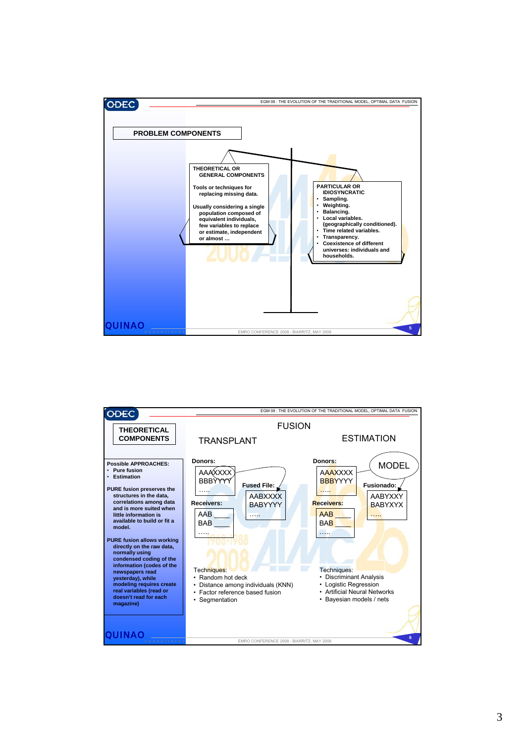## PROBLEM COMPONENTS

**THEORETICAL OR GENERAL COMPONENTS**

**Tools or techniques for replacing missing data.**

**Usually considering a single population composed of equivalent individuals, few variables to replace or estimate, independent or almost …**

**PARTICULAR OR IDIOSYNCRATIC**

- **Sampling.**
- **Weighting.**
- **Balancing.**
- **Local variables. (geographically conditioned).**
- **Time related variables.**
- **Transparency.**
- **Coexistence of different universes: individuals and households.**

---

## THEORETICAL COMPONENTS

**Possible APPROACHES:**

- **Pure fusion**
- **Estimation**

**PURE fusion preserves the structures in the data, correlations among data and is more suited when little information is available to build or fit a model.**

**PURE fusion allows working directly on the raw data, normally using condensed coding of the information (codes of the newspapers read yesterday), while modeling requires create real variables (read or doesn't read for each magazine)**

### FUSION

#### TRANSPLANT

**Donors:**

AAAXXXX
BBBYYYY
…..

**Receivers:**

AAB ____
BAB ____
…..

**Fused File:**

AABXXXX
BABYYYY
…..

Techniques:

- Random hot deck
- Distance among individuals (KNN)
- Factor reference based fusion
- Segmentation

#### ESTIMATION

**Donors:**

AAAXXXX
BBBYYYY
…..

MODEL

**Receivers:**

AAB ____
BAB ____
…..

**Fusionado:**

AABYXXY
BABYXYX
…..

Techniques:

- Discriminant Analysis
- Logistic Regression
- Artificial Neural Networks
- Bayesian models / nets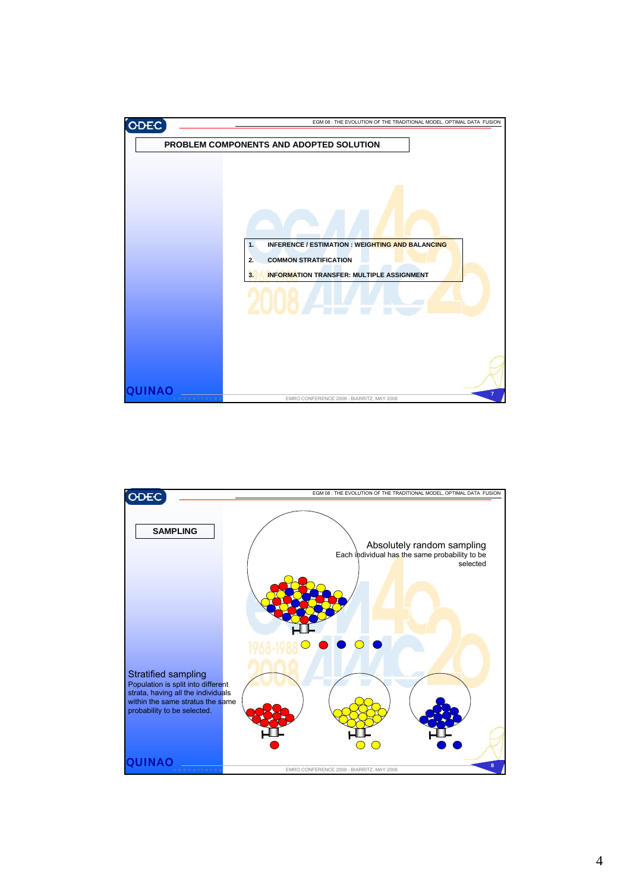## PROBLEM COMPONENTS AND ADOPTED SOLUTION

1. INFERENCE / ESTIMATION : WEIGHTING AND BALANCING
2. COMMON STRATIFICATION
3. INFORMATION TRANSFER: MULTIPLE ASSIGNMENT

## SAMPLING

**Absolutely random sampling**
Each individual has the same probability to be selected

**Stratified sampling**
Population is split into different strata, having all the individuals within the same stratus the same probability to be selected.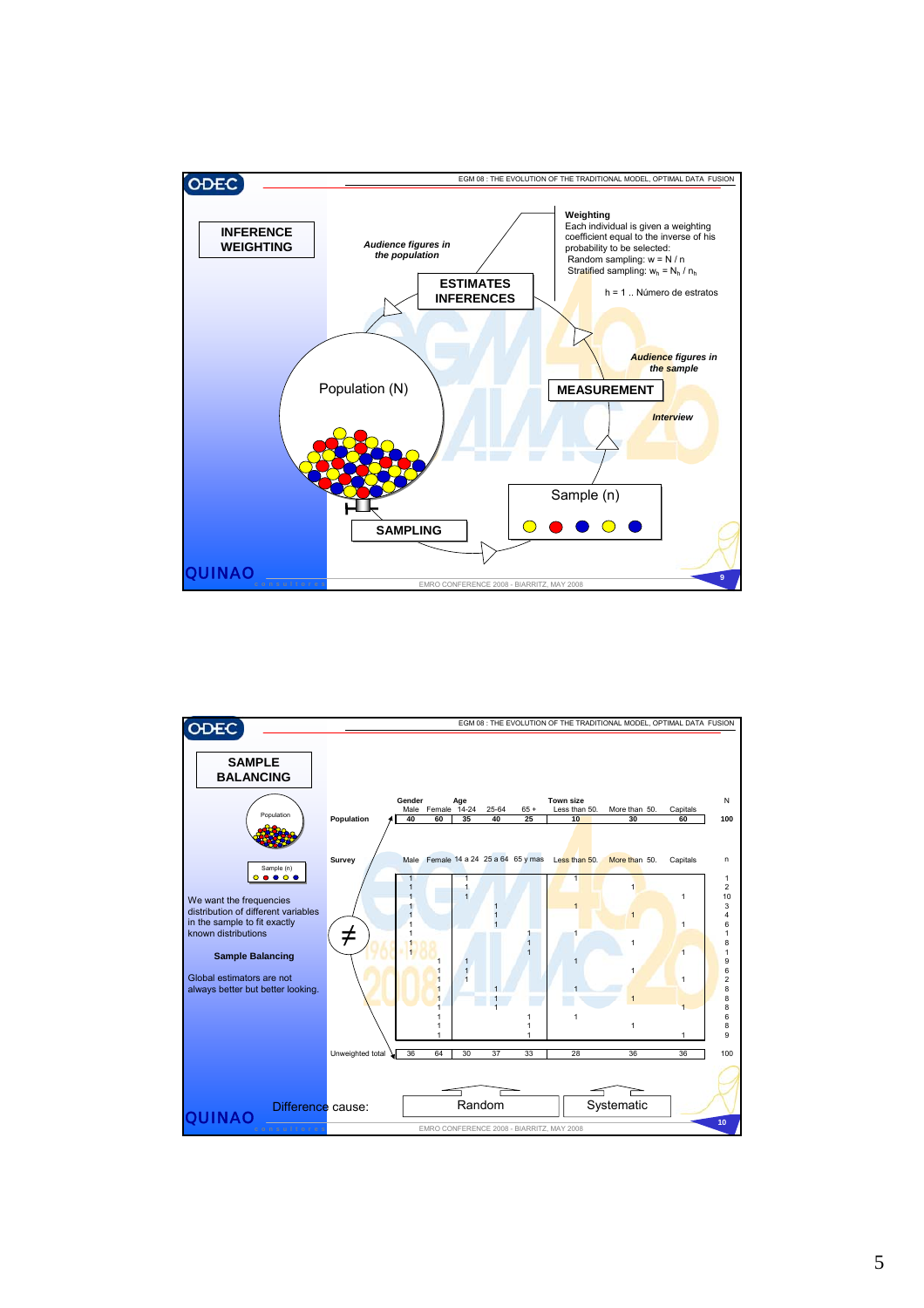## INFERENCE WEIGHTING

*Audience figures in the population*

**ESTIMATES INFERENCES**

**Weighting**
Each individual is given a weighting coefficient equal to the inverse of his probability to be selected:
Random sampling: $w = N / n$
Stratified sampling: $w_h = N_h / n_h$

h = 1 .. Número de estratos

*Audience figures in the sample*

**MEASUREMENT**

*Interview*

Population (N)

Sample (n)

**SAMPLING**

---

## SAMPLE BALANCING

We want the frequencies distribution of different variables in the sample to fit exactly known distributions

**Sample Balancing**

Global estimators are not always better but better looking.

| | Gender | | Age | | | Town size | | | N |
|---|---|---|---|---|---|---|---|---|---|
| | Male | Female | 14-24 | 25-64 | 65 + | Less than 50. | More than 50. | Capitals | |
| **Population** | 40 | 60 | 35 | 40 | 25 | 10 | 30 | 60 | 100 |

| **Survey** | Male | Female | 14 a 24 | 25 a 64 | 65 y mas | Less than 50. | More than 50. | Capitals | n |
|---|---|---|---|---|---|---|---|---|---|
| | 1 | | 1 | | | 1 | | | 1 |
| | 1 | | 1 | | | | 1 | | 2 |
| | 1 | | 1 | | | | | 1 | 10 |
| | 1 | | | 1 | | 1 | | | 3 |
| | 1 | | | 1 | | | 1 | | 4 |
| | 1 | | | 1 | | | | 1 | 6 |
| | 1 | | | | 1 | 1 | | | 1 |
| | 1 | | | | 1 | | 1 | | 8 |
| | 1 | | | | 1 | | | 1 | 1 |
| | | 1 | 1 | | | 1 | | | 9 |
| | | 1 | 1 | | | | 1 | | 6 |
| | | 1 | 1 | | | | | 1 | 2 |
| | | 1 | | 1 | | 1 | | | 8 |
| | | 1 | | 1 | | | 1 | | 8 |
| | | 1 | | 1 | | | | 1 | 8 |
| | | 1 | | | 1 | 1 | | | 6 |
| | | 1 | | | 1 | | 1 | | 8 |
| | | 1 | | | 1 | | | 1 | 9 |
| Unweighted total | 36 | 64 | 30 | 37 | 33 | 28 | 36 | 36 | 100 |

≠

Difference cause: Random | Systematic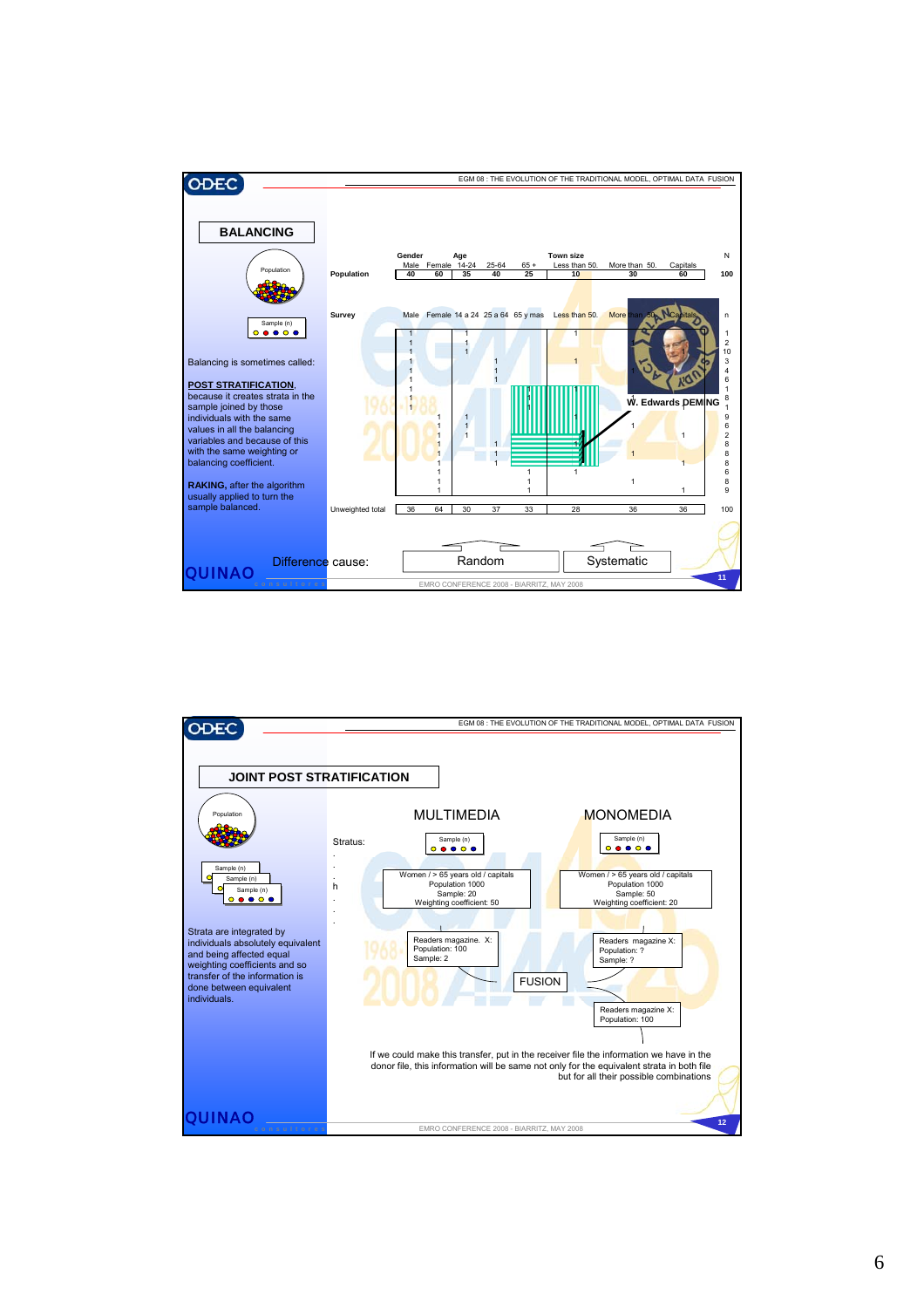## BALANCING

Population

Sample (n)

Balancing is sometimes called:

**POST STRATIFICATION**, because it creates strata in the sample joined by those individuals with the same values in all the balancing variables and because of this with the same weighting or balancing coefficient.

**RAKING,** after the algorithm usually applied to turn the sample balanced.

| | Gender | | Age | | | Town size | | | N |
|---|---|---|---|---|---|---|---|---|---|
| | Male | Female | 14-24 | 25-64 | 65 + | Less than 50. | More than 50. | Capitals | |
| **Population** | 40 | 60 | 35 | 40 | 25 | 10 | 30 | 60 | 100 |
| **Survey** | Male | Female | 14 a 24 | 25 a 64 | 65 y mas | Less than 50. | More than 50. | Capitals | n |
| Unweighted total | 36 | 64 | 30 | 37 | 33 | 28 | 36 | 36 | 100 |

W. Edwards DEMING

Difference cause: Random | Systematic

## JOINT POST STRATIFICATION

Population

Sample (n)

Strata are integrated by individuals absolutely equivalent and being affected equal weighting coefficients and so transfer of the information is done between equivalent individuals.

Stratus:

**MULTIMEDIA**

Women / > 65 years old / capitals
Population 1000
Sample: 20
Weighting coefficient: 50

Readers magazine. X:
Population: 100
Sample: 2

**MONOMEDIA**

Women / > 65 years old / capitals
Population 1000
Sample: 50
Weighting coefficient: 20

Readers magazine X:
Population: ?
Sample: ?

FUSION

Readers magazine X:
Population: 100

If we could make this transfer, put in the receiver file the information we have in the donor file, this information will be same not only for the equivalent strata in both file but for all their possible combinations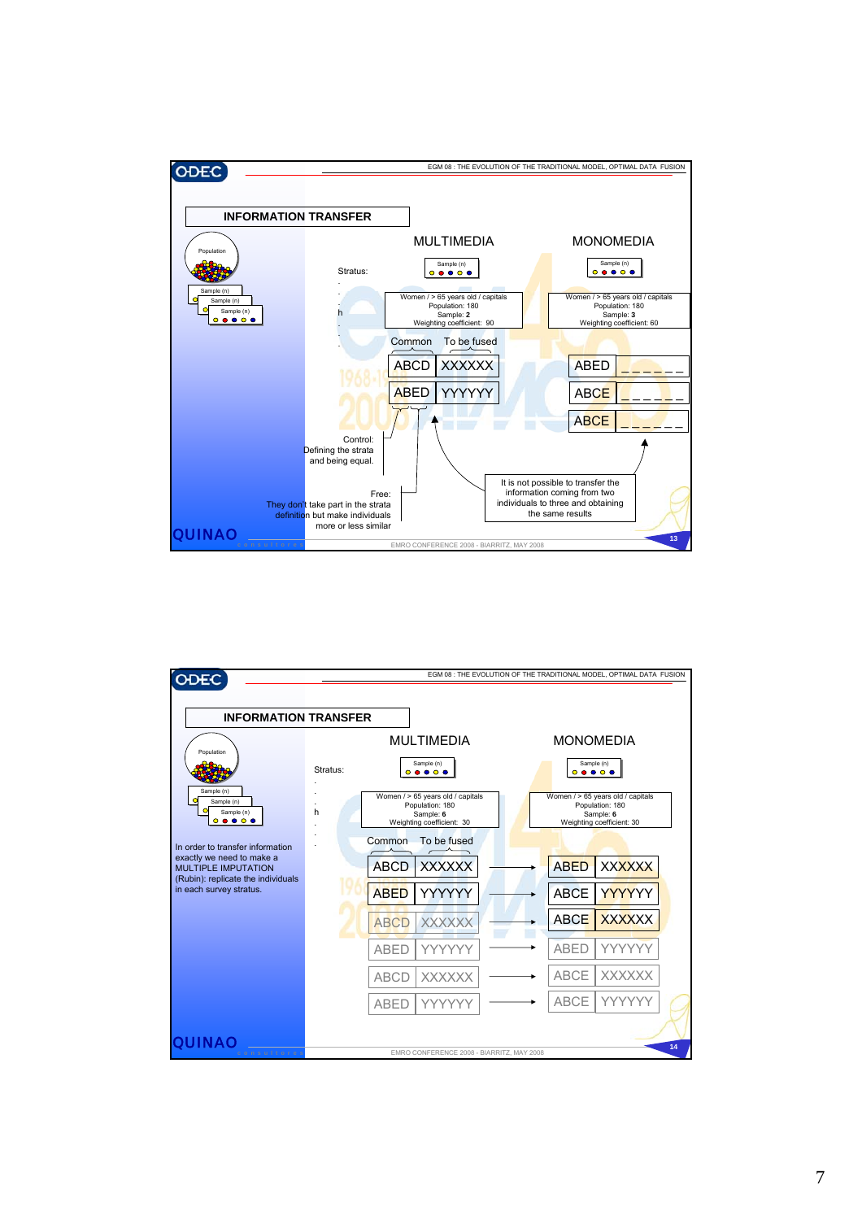## INFORMATION TRANSFER

Population

Sample (n)

MULTIMEDIA

MONOMEDIA

Stratus:

h

Women / > 65 years old / capitals
Population: 180
Sample: **2**
Weighting coefficient: 90

Women / > 65 years old / capitals
Population: 180
Sample: **3**
Weighting coefficient: 60

Common | To be fused

| ABCD | XXXXXX |
|---|---|
| ABED | YYYYYY |

| ABED | \_ \_ \_ \_ \_ \_ |
|---|---|
| ABCE | \_ \_ \_ \_ \_ \_ |
| ABCE | \_ \_ \_ \_ \_ \_ |

Control:
Defining the strata and being equal.

Free:
They don't take part in the strata definition but make individuals more or less similar

It is not possible to transfer the information coming from two individuals to three and obtaining the same results

---

## INFORMATION TRANSFER

Population

Sample (n)

In order to transfer information exactly we need to make a MULTIPLE IMPUTATION (Rubin): replicate the individuals in each survey stratus.

MULTIMEDIA

MONOMEDIA

Stratus:

h

Women / > 65 years old / capitals
Population: 180
Sample: **6**
Weighting coefficient: 30

Women / > 65 years old / capitals
Population: 180
Sample: **6**
Weighting coefficient: 30

Common | To be fused

| Multimedia | | → | Monomedia | |
|---|---|---|---|---|
| ABCD | XXXXXX | → | ABED | XXXXXX |
| ABED | YYYYYY | → | ABCE | YYYYYY |
| ABCD | XXXXXX | → | ABCE | XXXXXX |
| ABED | YYYYYY | → | ABED | YYYYYY |
| ABCD | XXXXXX | → | ABCE | XXXXXX |
| ABED | YYYYYY | → | ABCE | YYYYYY |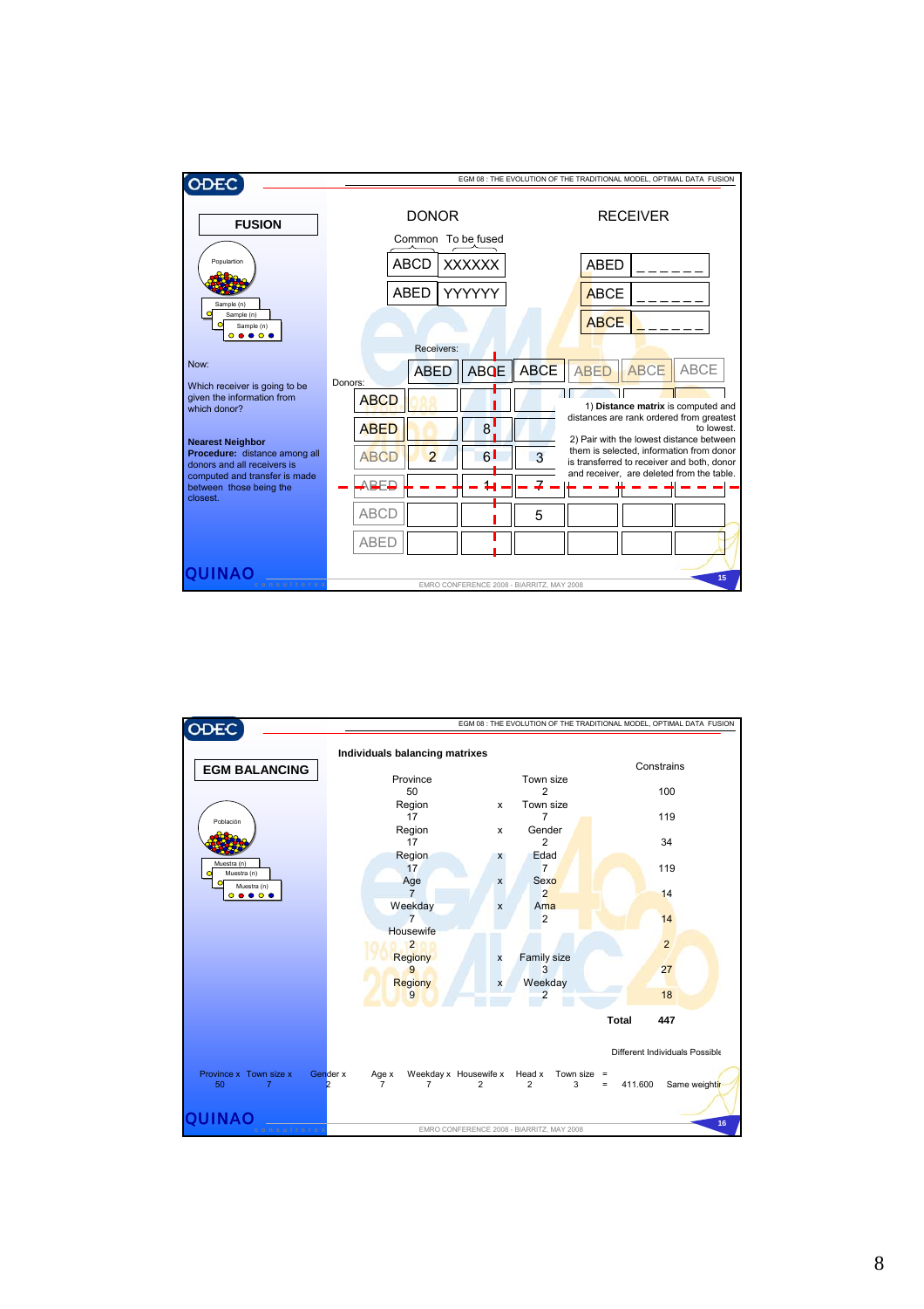## FUSION

**DONOR** — Common / To be fused

| Common | To be fused |
|---|---|
| ABCD | XXXXXX |
| ABED | YYYYYY |

**RECEIVER**

| Common | To be fused |
|---|---|
| ABED | _ _ _ _ _ _ |
| ABCE | _ _ _ _ _ _ |
| ABCE | _ _ _ _ _ _ |

Now:

Which receiver is going to be given the information from which donor?

**Nearest Neighbor**
**Procedure:** distance among all donors and all receivers is computed and transfer is made between those being the closest.

Receivers:

| Donors: | ABED | ABCE | ABCE | ABED | ABCE | ABCE |
|---|---|---|---|---|---|---|
| ABCD | | | | | | |
| ABED | | 8 | | | | |
| ABCD | 2 | 6 | 3 | | | |
| ABED | | 1 | 7 | | | |
| ABCD | | | 5 | | | |
| ABED | | | | | | |

1) **Distance matrix** is computed and distances are rank ordered from greatest to lowest.

2) Pair with the lowest distance between them is selected, information from donor is transferred to receiver and both, donor and receiver, are deleted from the table.

## EGM BALANCING

**Individuals balancing matrixes**

| | | | Constrains |
|---|---|---|---|
| Province 50 | | Town size 2 | 100 |
| Region 17 | x | Town size 7 | 119 |
| Region 17 | x | Gender 2 | 34 |
| Region 17 | x | Edad 7 | 119 |
| Age 7 | x | Sexo 2 | 14 |
| Weekday 7 | x | Ama 2 | 14 |
| Housewife 2 | | | 2 |
| Regiony 9 | x | Family size 3 | 27 |
| Regiony 9 | x | Weekday 2 | 18 |
| | | Total | 447 |

Different Individuals Possible

Province x 50 Town size x 7 Gender x 2 Age x 7 Weekday x 7 Housewife x 2 Head x 2 Town size 3 = = 411.600 Same weighting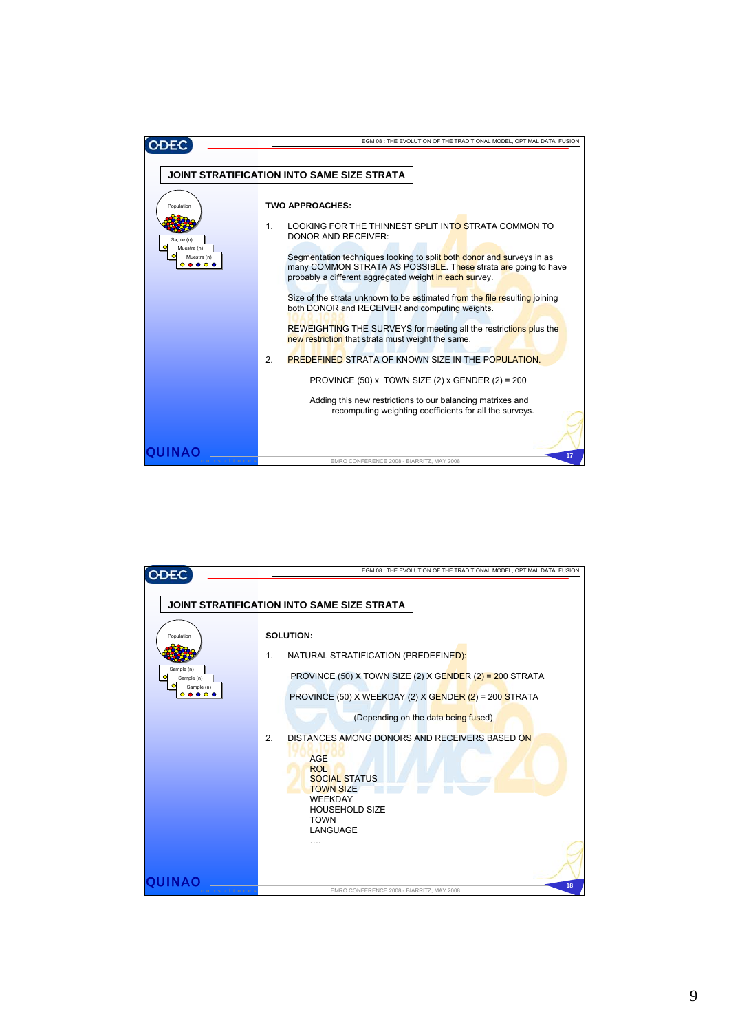## JOINT STRATIFICATION INTO SAME SIZE STRATA

**TWO APPROACHES:**

1. LOOKING FOR THE THINNEST SPLIT INTO STRATA COMMON TO DONOR AND RECEIVER:

   Segmentation techniques looking to split both donor and surveys in as many COMMON STRATA AS POSSIBLE. These strata are going to have probably a different aggregated weight in each survey.

   Size of the strata unknown to be estimated from the file resulting joining both DONOR and RECEIVER and computing weights.

   REWEIGHTING THE SURVEYS for meeting all the restrictions plus the new restriction that strata must weight the same.

2. PREDEFINED STRATA OF KNOWN SIZE IN THE POPULATION.

   PROVINCE (50) x TOWN SIZE (2) x GENDER (2) = 200

   Adding this new restrictions to our balancing matrixes and recomputing weighting coefficients for all the surveys.

## JOINT STRATIFICATION INTO SAME SIZE STRATA

**SOLUTION:**

1. NATURAL STRATIFICATION (PREDEFINED):

   PROVINCE (50) X TOWN SIZE (2) X GENDER (2) = 200 STRATA

   PROVINCE (50) X WEEKDAY (2) X GENDER (2) = 200 STRATA

   (Depending on the data being fused)

2. DISTANCES AMONG DONORS AND RECEIVERS BASED ON

   AGE
   ROL
   SOCIAL STATUS
   TOWN SIZE
   WEEKDAY
   HOUSEHOLD SIZE
   TOWN
   LANGUAGE
   ....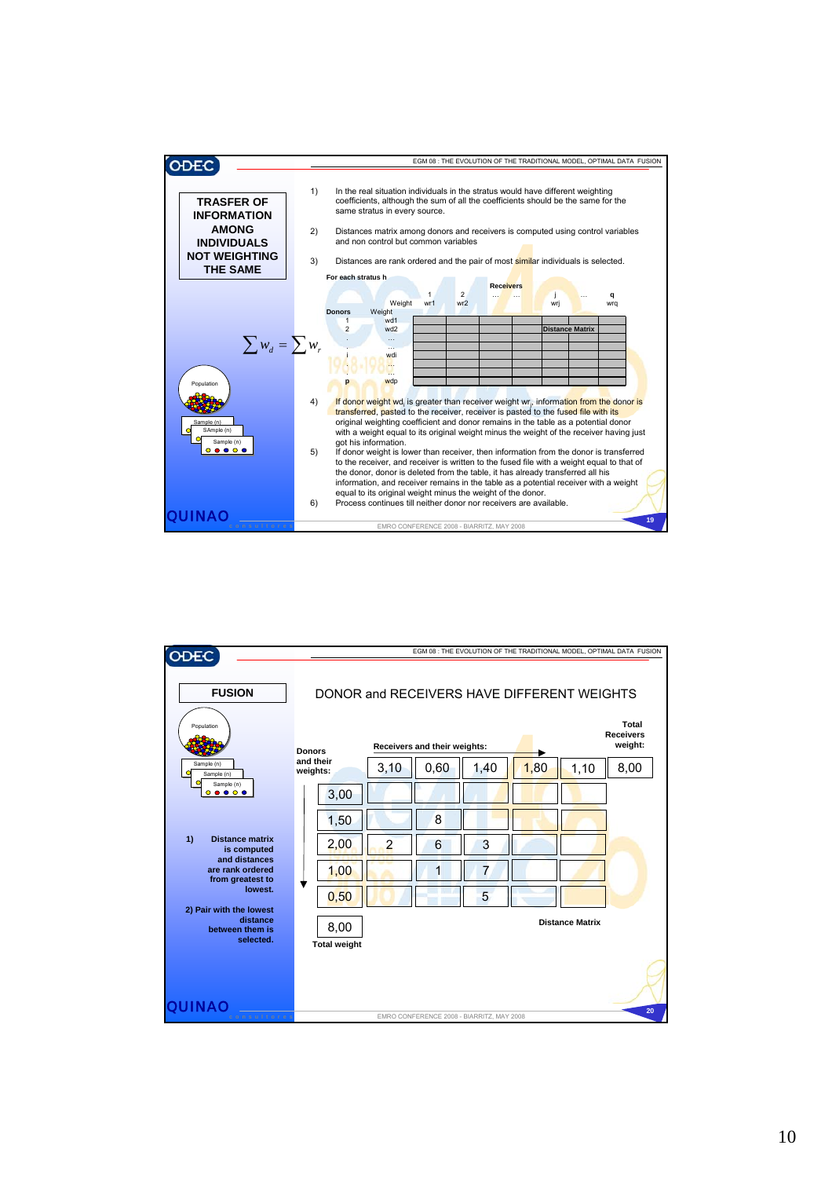## TRASFER OF INFORMATION AMONG INDIVIDUALS NOT WEIGHTING THE SAME

$$\sum w_d = \sum w_r$$

Population

Sample (n)

SAmple (n)

Sample (n)

1) In the real situation individuals in the stratus would have different weighting coefficients, although the sum of all the coefficients should be the same for the same stratus in every source.

2) Distances matrix among donors and receivers is computed using control variables and non control but common variables

3) Distances are rank ordered and the pair of most similar individuals is selected.

**For each stratus h**

| Donors | Weight | Receivers 1 ($wr1$) | 2 ($wr2$) | ... | ... | j ($wrj$) | ... | q ($wrq$) |
|---|---|---|---|---|---|---|---|---|
| 1 | wd1 | | | | | | | |
| 2 | wd2 | | | | | Distance Matrix | | |
| . | ... | | | | | | | |
| i | wdi | | | | | | | |
| . | ... | | | | | | | |
| p | wdp | | | | | | | |

4) If donor weight $wd_i$ is greater than receiver weight $wr_j$, information from the donor is transferred, pasted to the receiver, receiver is pasted to the fused file with its original weighting coefficient and donor remains in the table as a potential donor with a weight equal to its original weight minus the weight of the receiver having just got his information.

5) If donor weight is lower than receiver, then information from the donor is transferred to the receiver, and receiver is written to the fused file with a weight equal to that of the donor, donor is deleted from the table, it has already transferred all his information, and receiver remains in the table as a potential receiver with a weight equal to its original weight minus the weight of the donor.

6) Process continues till neither donor nor receivers are available.

## FUSION

### DONOR and RECEIVERS HAVE DIFFERENT WEIGHTS

Population

Sample (n)

Sample (n)

Sample (n)

1) Distance matrix is computed and distances are rank ordered from greatest to lowest.

2) Pair with the lowest distance between them is selected.

| Donors and their weights: | Receivers and their weights: 3,10 | 0,60 | 1,40 | 1,80 | 1,10 | Total Receivers weight: 8,00 |
|---|---|---|---|---|---|---|
| 3,00 | | | | | | |
| 1,50 | | 8 | | | | |
| 2,00 | 2 | 6 | 3 | | | |
| 1,00 | | 1 | 7 | | | |
| 0,50 | | | 5 | | | |
| Total weight 8,00 | | | | | | |

Distance Matrix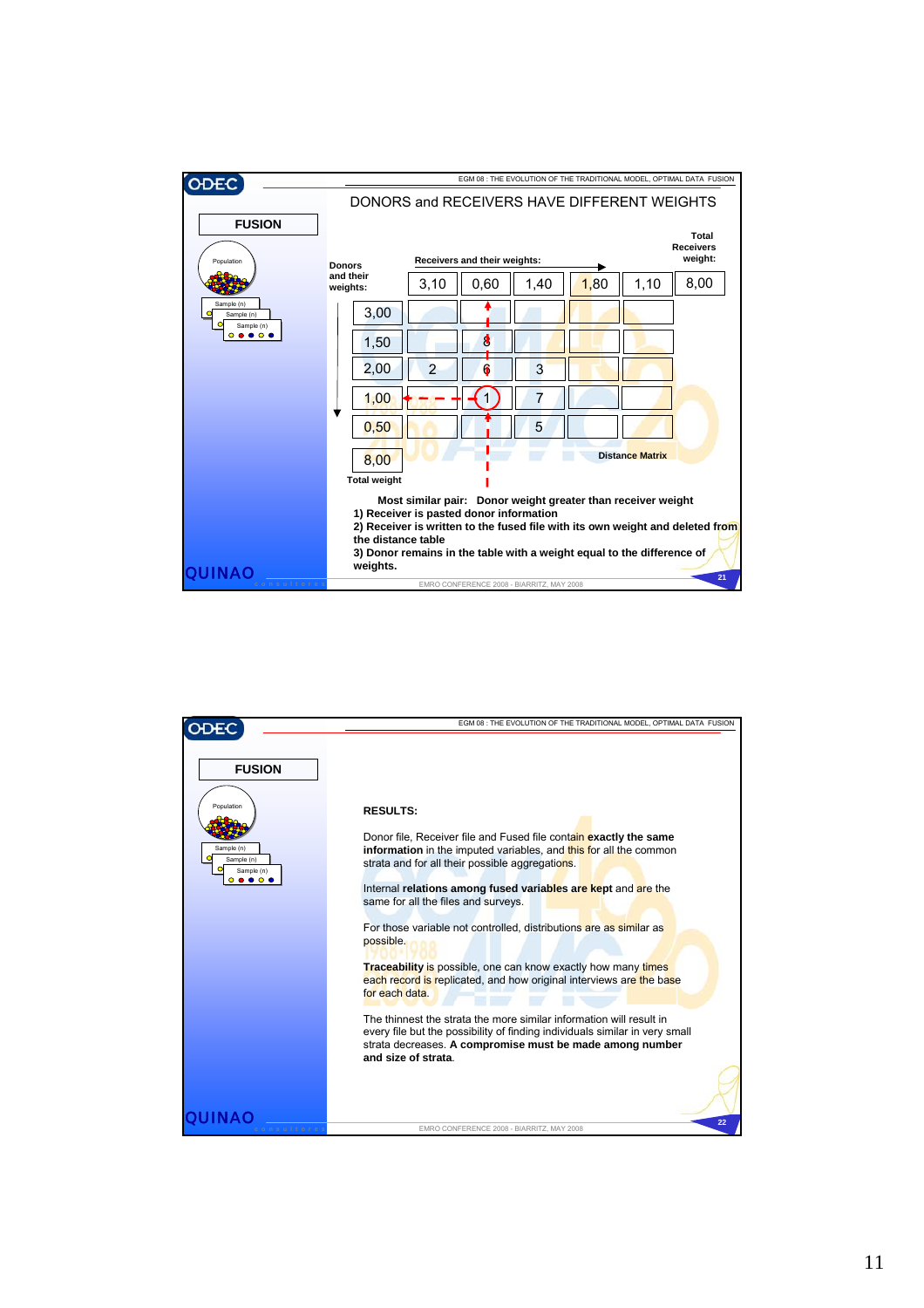## FUSION

### DONORS and RECEIVERS HAVE DIFFERENT WEIGHTS

Receivers and their weights:

| Donors and their weights: | 3,10 | 0,60 | 1,40 | 1,80 | 1,10 | 8,00 (Total Receivers weight) |
|---|---|---|---|---|---|---|
| 3,00 | | | | | | |
| 1,50 | | 8 | | | | |
| 2,00 | 2 | 6 | 3 | | | |
| 1,00 | | 1 | 7 | | | |
| 0,50 | | | 5 | | | |
| 8,00 (Total weight) | | | | | | |

Distance Matrix

**Most similar pair: Donor weight greater than receiver weight**

**1) Receiver is pasted donor information**

**2) Receiver is written to the fused file with its own weight and deleted from the distance table**

**3) Donor remains in the table with a weight equal to the difference of weights.**

## FUSION

**RESULTS:**

Donor file, Receiver file and Fused file contain **exactly the same information** in the imputed variables, and this for all the common strata and for all their possible aggregations.

Internal **relations among fused variables are kept** and are the same for all the files and surveys.

For those variable not controlled, distributions are as similar as possible.

**Traceability** is possible, one can know exactly how many times each record is replicated, and how original interviews are the base for each data.

The thinnest the strata the more similar information will result in every file but the possibility of finding individuals similar in very small strata decreases. **A compromise must be made among number and size of strata**.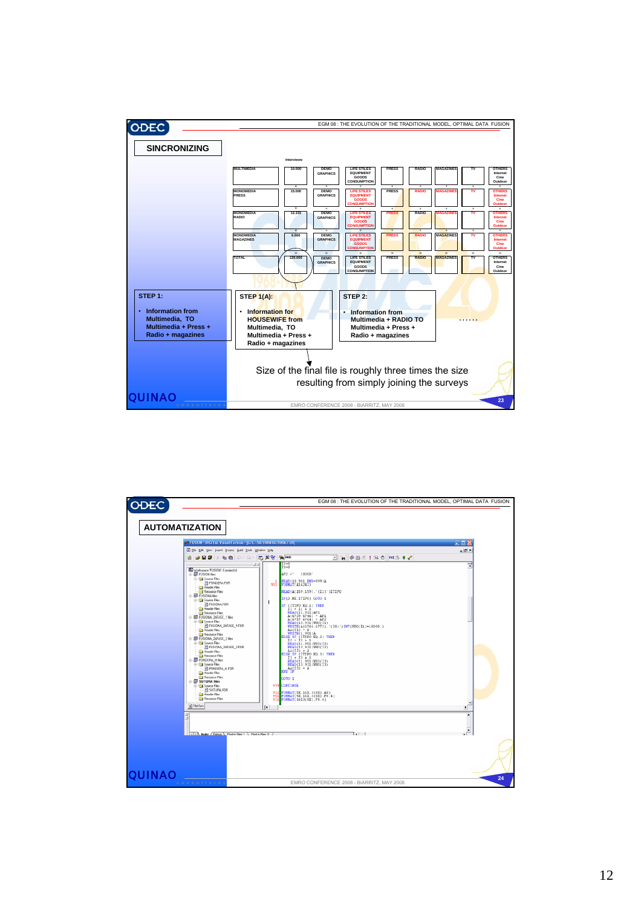## SINCRONIZING

| Interviews | | | | | | | | |
|---|---|---|---|---|---|---|---|---|
| MULTIMEDIA | 10.000 | DEMO GRAPHICS | LIFE STYLES EQUIPMENT GOODS CONSUMPTION | PRESS | RADIO | MAGAZINES | TV | OTHERS Internet Cine Outdoor |
| + | + | + | + | + | + | + | + | + |
| MONOMEDIA PRESS | 15.000 | DEMO GRAPHICS | LIFE STYLES EQUIPMENT GOODS CONSUMPTION | PRESS | RADIO | MAGAZINES | TV | OTHERS Internet Cine Outdoor |
| + | + | + | + | + | + | + | + | + |
| MONOMEDIA RADIO | 12.333 | DEMO GRAPHICS | LIFE STYLES EQUIPMENT GOODS CONSUMPTION | PRESS | RADIO | MAGAZINES | TV | OTHERS Internet Cine Outdoor |
| + | + | + | + | + | + | + | + | + |
| MONOMEDIA MAGAZINES | 6.666 | DEMO GRAPHICS | LIFE STYLES EQUIPMENT GOODS CONSUMPTION | PRESS | RADIO | MAGAZINES | TV | OTHERS Internet Cine Outdoor |
| = | = | = | = | = | = | = | = | = |
| TOTAL | 120.000 | DEMO GRAPHICS | LIFE STYLES EQUIPMENT GOODS CONSUMPTION | PRESS | RADIO | MAGAZINES | TV | OTHERS Internet Cine Outdoor |

**STEP 1:**

- Information from Multimedia, TO Multimedia + Press + Radio + magazines

**STEP 1(A):**

- Information for HOUSEWIFE from Multimedia, TO Multimedia + Press + Radio + magazines

**STEP 2:**

- Information from Multimedia + RADIO TO Multimedia + Press + Radio + magazines

……

Size of the final file is roughly three times the size resulting from simply joining the surveys

## AUTOMATIZATION

```
I2=0
I3=0
AP2 = '   10000'
      READ(10,931,END=999)A
931   FORMAT(A1242)
      READ(A(159:159),'(I1)')ITIPO
      IF(J NE ITIPO) GOTO 1
      IF (ITIPO EQ.1) THEN
        I1 = I1 + 1
        READ(I1,931)AP1
        A(6739:6746) = AP1
        A(6757:6764) = AP2
        READ(I1,931)VHO(I1)
        WRITE(A(6566:6573),'(I6)')INT(VHO(I1)*10000 )
        A(I1) = A
        WRITE(1,901)A
      ELSE IF (ITIPO EQ.2) THEN
        I2 = I2 + 1
        READ(I1,951)VHO(I2)
        READ(I3,931)VHO(I2)
        A(I2) = A
      ELSE IF (ITIPO EQ.3) THEN
        I3 = I3 + 1
        READ(I1,951)VHO(I3)
        READ(I3,931)VHO(I3)
        A(I3) = A
      END IF
      GOTO 1
999   CONTINUE
911   FORMAT(5X,15X,3(8X),A8)
951   FORMAT(5X,15X,3(8X),F9.4)
931   FORMAT(1613(8X),F8.4)
```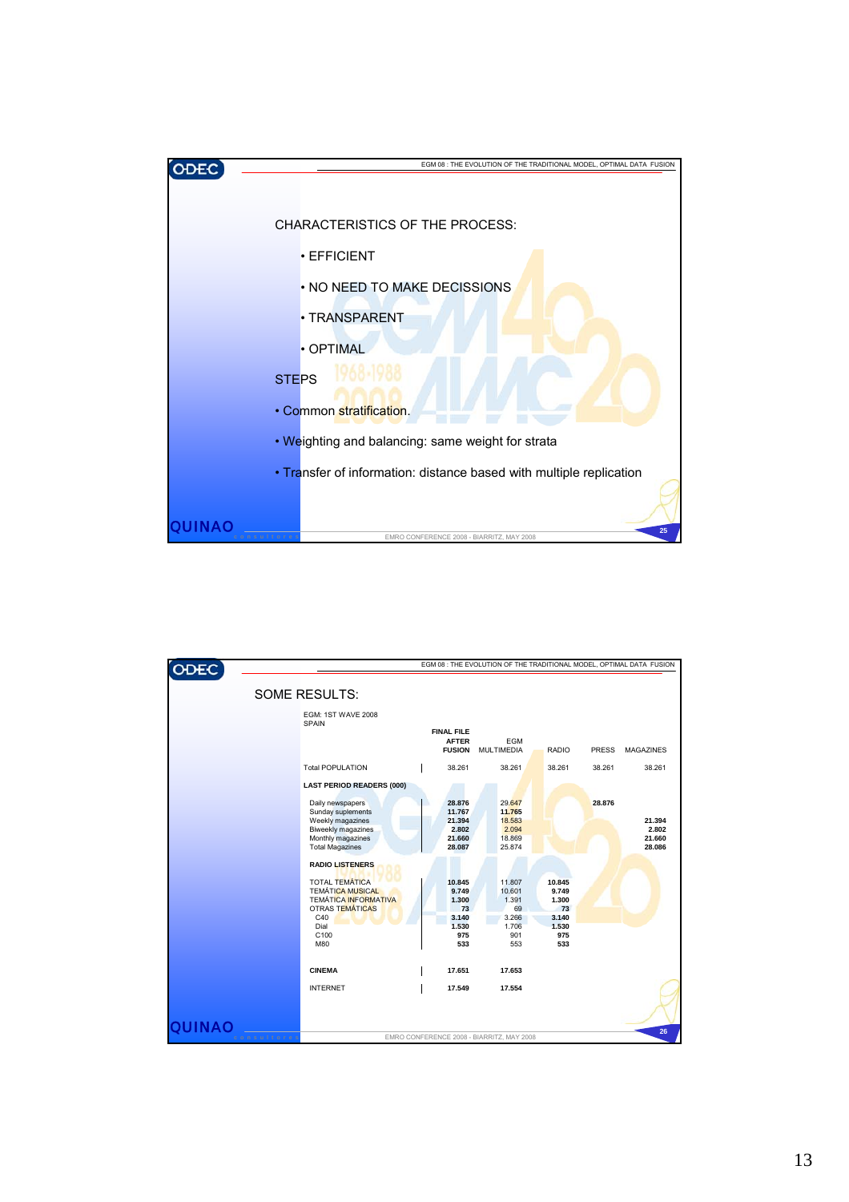CHARACTERISTICS OF THE PROCESS:

- EFFICIENT
- NO NEED TO MAKE DECISSIONS
- TRANSPARENT
- OPTIMAL

STEPS

- Common stratification.
- Weighting and balancing: same weight for strata
- Transfer of information: distance based with multiple replication

SOME RESULTS:

EGM: 1ST WAVE 2008
SPAIN

| | FINAL FILE AFTER FUSION | EGM MULTIMEDIA | RADIO | PRESS | MAGAZINES |
|---|---|---|---|---|---|
| Total POPULATION | 38.261 | 38.261 | 38.261 | 38.261 | 38.261 |
| **LAST PERIOD READERS (000)** | | | | | |
| Daily newspapers | 28.876 | 29.647 | | 28.876 | |
| Sunday suplements | 11.767 | 11.765 | | | |
| Weekly magazines | 21.394 | 18.583 | | | 21.394 |
| Biweekly magazines | 2.802 | 2.094 | | | 2.802 |
| Monthly magazines | 21.660 | 18.869 | | | 21.660 |
| Total Magazines | 28.087 | 25.874 | | | 28.086 |
| **RADIO LISTENERS** | | | | | |
| TOTAL TEMÁTICA | 10.845 | 11.807 | 10.845 | | |
| TEMÁTICA MUSICAL | 9.749 | 10.601 | 9.749 | | |
| TEMÁTICA INFORMATIVA | 1.300 | 1.391 | 1.300 | | |
| OTRAS TEMÁTICAS | 73 | 69 | 73 | | |
| C40 | 3.140 | 3.266 | 3.140 | | |
| Dial | 1.530 | 1.706 | 1.530 | | |
| C100 | 975 | 901 | 975 | | |
| M80 | 533 | 553 | 533 | | |
| **CINEMA** | 17.651 | 17.653 | | | |
| INTERNET | 17.549 | 17.554 | | | |